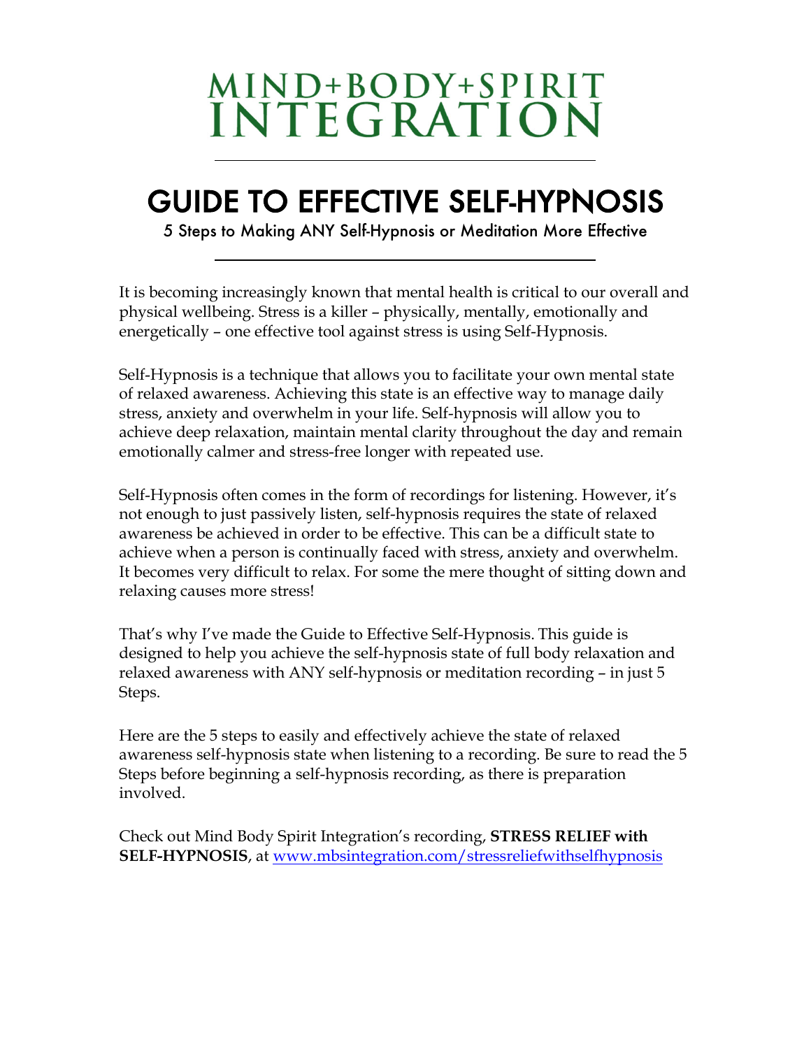# MIND+BODY+SPIRIT INTEGRATION

---

## GUIDE TO EFFECTIVE SELF-HYPNOSIS

5 Steps to Making ANY Self-Hypnosis or Meditation More Effective

---

It is becoming increasingly known that mental health is critical to our overall and physical wellbeing. Stress is a killer – physically, mentally, emotionally and energetically – one effective tool against stress is using Self-Hypnosis.

Self-Hypnosis is a technique that allows you to facilitate your own mental state of relaxed awareness. Achieving this state is an effective way to manage daily stress, anxiety and overwhelm in your life. Self-hypnosis will allow you to achieve deep relaxation, maintain mental clarity throughout the day and remain emotionally calmer and stress-free longer with repeated use.

Self-Hypnosis often comes in the form of recordings for listening. However, it's not enough to just passively listen, self-hypnosis requires the state of relaxed awareness be achieved in order to be effective. This can be a difficult state to achieve when a person is continually faced with stress, anxiety and overwhelm. It becomes very difficult to relax. For some the mere thought of sitting down and relaxing causes more stress!

That's why I've made the Guide to Effective Self-Hypnosis. This guide is designed to help you achieve the self-hypnosis state of full body relaxation and relaxed awareness with ANY self-hypnosis or meditation recording – in just 5 Steps.

Here are the 5 steps to easily and effectively achieve the state of relaxed awareness self-hypnosis state when listening to a recording. Be sure to read the 5 Steps before beginning a self-hypnosis recording, as there is preparation involved.

Check out Mind Body Spirit Integration's recording, **STRESS RELIEF with SELF-HYPNOSIS**, at www.mbsintegration.com/stressreliefwithselfhypnosis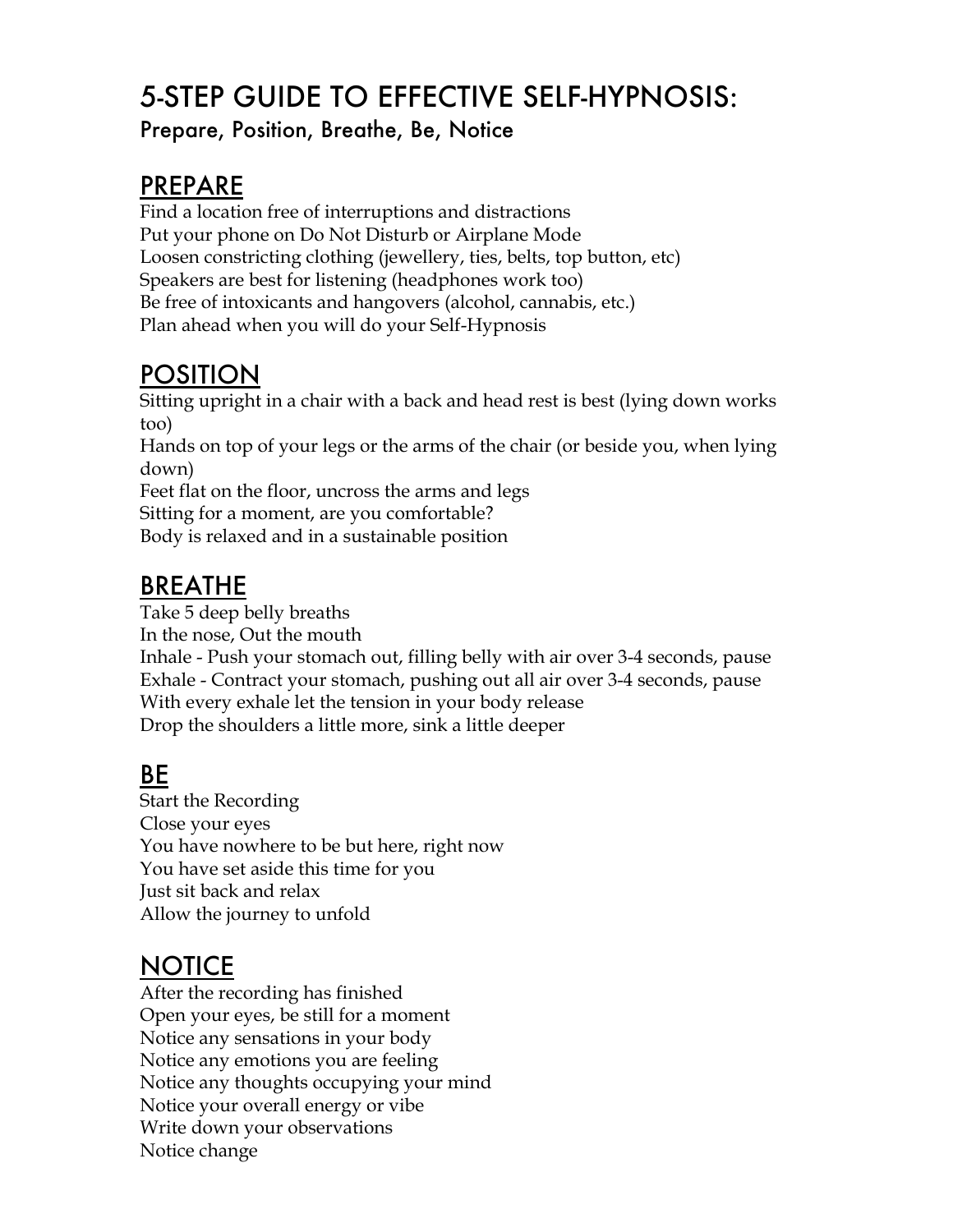# 5-STEP GUIDE TO EFFECTIVE SELF-HYPNOSIS:

Prepare, Position, Breathe, Be, Notice

## PREPARE

Find a location free of interruptions and distractions
Put your phone on Do Not Disturb or Airplane Mode
Loosen constricting clothing (jewellery, ties, belts, top button, etc)
Speakers are best for listening (headphones work too)
Be free of intoxicants and hangovers (alcohol, cannabis, etc.)
Plan ahead when you will do your Self-Hypnosis

## POSITION

Sitting upright in a chair with a back and head rest is best (lying down works too)
Hands on top of your legs or the arms of the chair (or beside you, when lying down)
Feet flat on the floor, uncross the arms and legs
Sitting for a moment, are you comfortable?
Body is relaxed and in a sustainable position

## BREATHE

Take 5 deep belly breaths
In the nose, Out the mouth
Inhale - Push your stomach out, filling belly with air over 3-4 seconds, pause
Exhale - Contract your stomach, pushing out all air over 3-4 seconds, pause
With every exhale let the tension in your body release
Drop the shoulders a little more, sink a little deeper

## BE

Start the Recording
Close your eyes
You have nowhere to be but here, right now
You have set aside this time for you
Just sit back and relax
Allow the journey to unfold

## NOTICE

After the recording has finished
Open your eyes, be still for a moment
Notice any sensations in your body
Notice any emotions you are feeling
Notice any thoughts occupying your mind
Notice your overall energy or vibe
Write down your observations
Notice change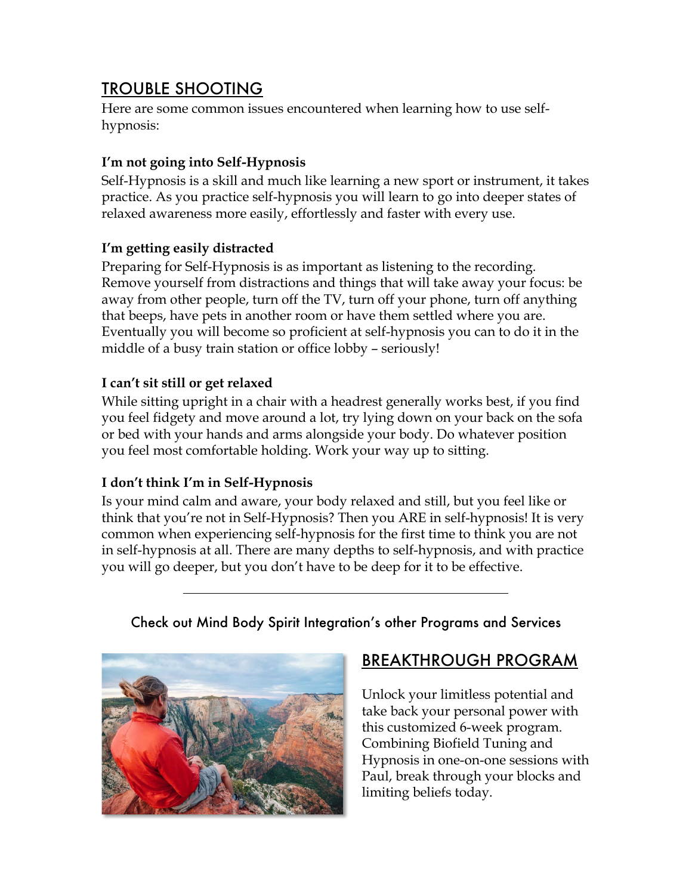## TROUBLE SHOOTING

Here are some common issues encountered when learning how to use self-hypnosis:

**I'm not going into Self-Hypnosis**

Self-Hypnosis is a skill and much like learning a new sport or instrument, it takes practice. As you practice self-hypnosis you will learn to go into deeper states of relaxed awareness more easily, effortlessly and faster with every use.

**I'm getting easily distracted**

Preparing for Self-Hypnosis is as important as listening to the recording. Remove yourself from distractions and things that will take away your focus: be away from other people, turn off the TV, turn off your phone, turn off anything that beeps, have pets in another room or have them settled where you are. Eventually you will become so proficient at self-hypnosis you can to do it in the middle of a busy train station or office lobby – seriously!

**I can't sit still or get relaxed**

While sitting upright in a chair with a headrest generally works best, if you find you feel fidgety and move around a lot, try lying down on your back on the sofa or bed with your hands and arms alongside your body. Do whatever position you feel most comfortable holding. Work your way up to sitting.

**I don't think I'm in Self-Hypnosis**

Is your mind calm and aware, your body relaxed and still, but you feel like or think that you're not in Self-Hypnosis? Then you ARE in self-hypnosis! It is very common when experiencing self-hypnosis for the first time to think you are not in self-hypnosis at all. There are many depths to self-hypnosis, and with practice you will go deeper, but you don't have to be deep for it to be effective.

---

Check out Mind Body Spirit Integration's other Programs and Services

## BREAKTHROUGH PROGRAM

Unlock your limitless potential and take back your personal power with this customized 6-week program. Combining Biofield Tuning and Hypnosis in one-on-one sessions with Paul, break through your blocks and limiting beliefs today.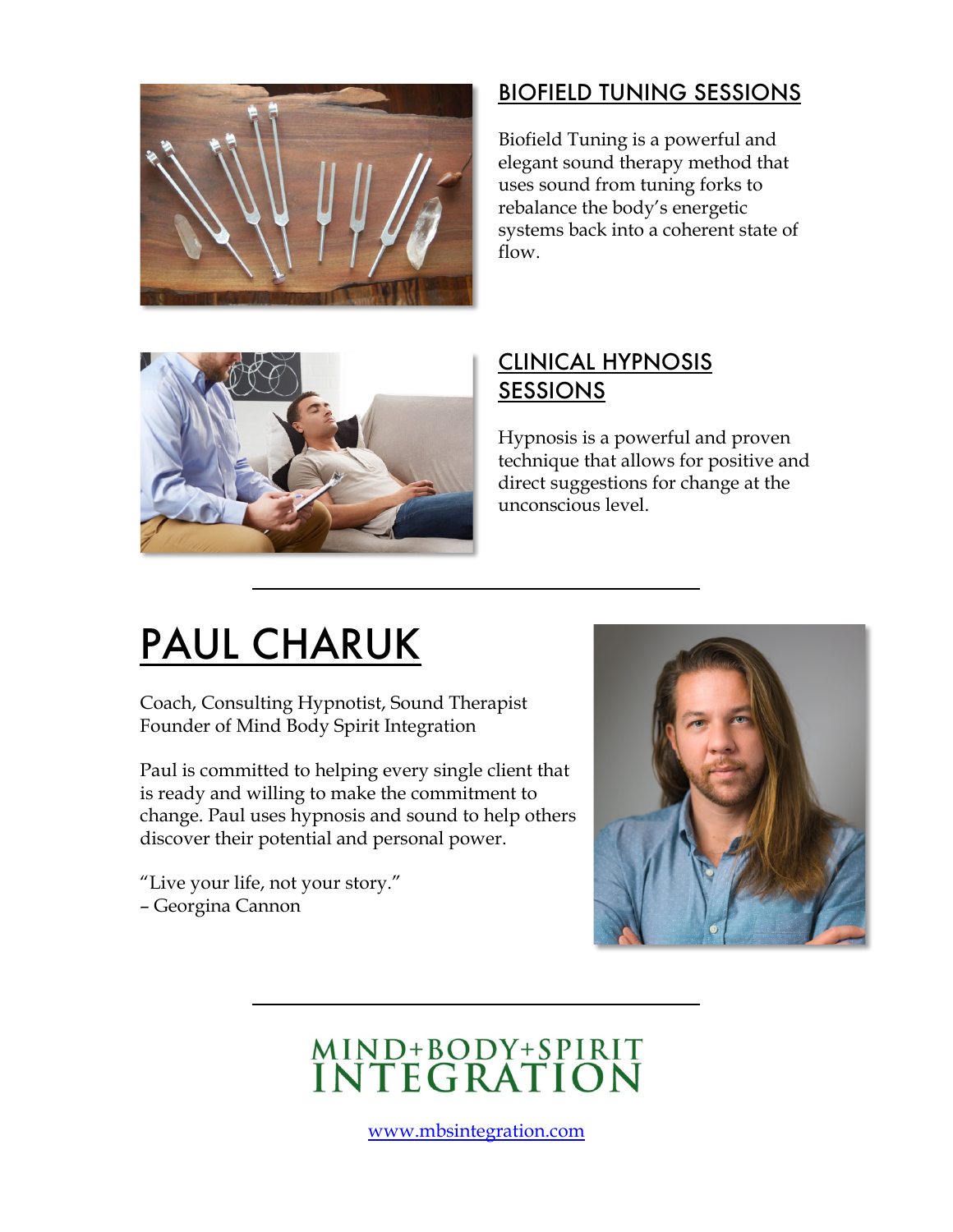## BIOFIELD TUNING SESSIONS

Biofield Tuning is a powerful and elegant sound therapy method that uses sound from tuning forks to rebalance the body's energetic systems back into a coherent state of flow.

## CLINICAL HYPNOSIS SESSIONS

Hypnosis is a powerful and proven technique that allows for positive and direct suggestions for change at the unconscious level.

---

# PAUL CHARUK

Coach, Consulting Hypnotist, Sound Therapist
Founder of Mind Body Spirit Integration

Paul is committed to helping every single client that is ready and willing to make the commitment to change. Paul uses hypnosis and sound to help others discover their potential and personal power.

"Live your life, not your story."
– Georgina Cannon

---

MIND+BODY+SPIRIT
INTEGRATION

www.mbsintegration.com